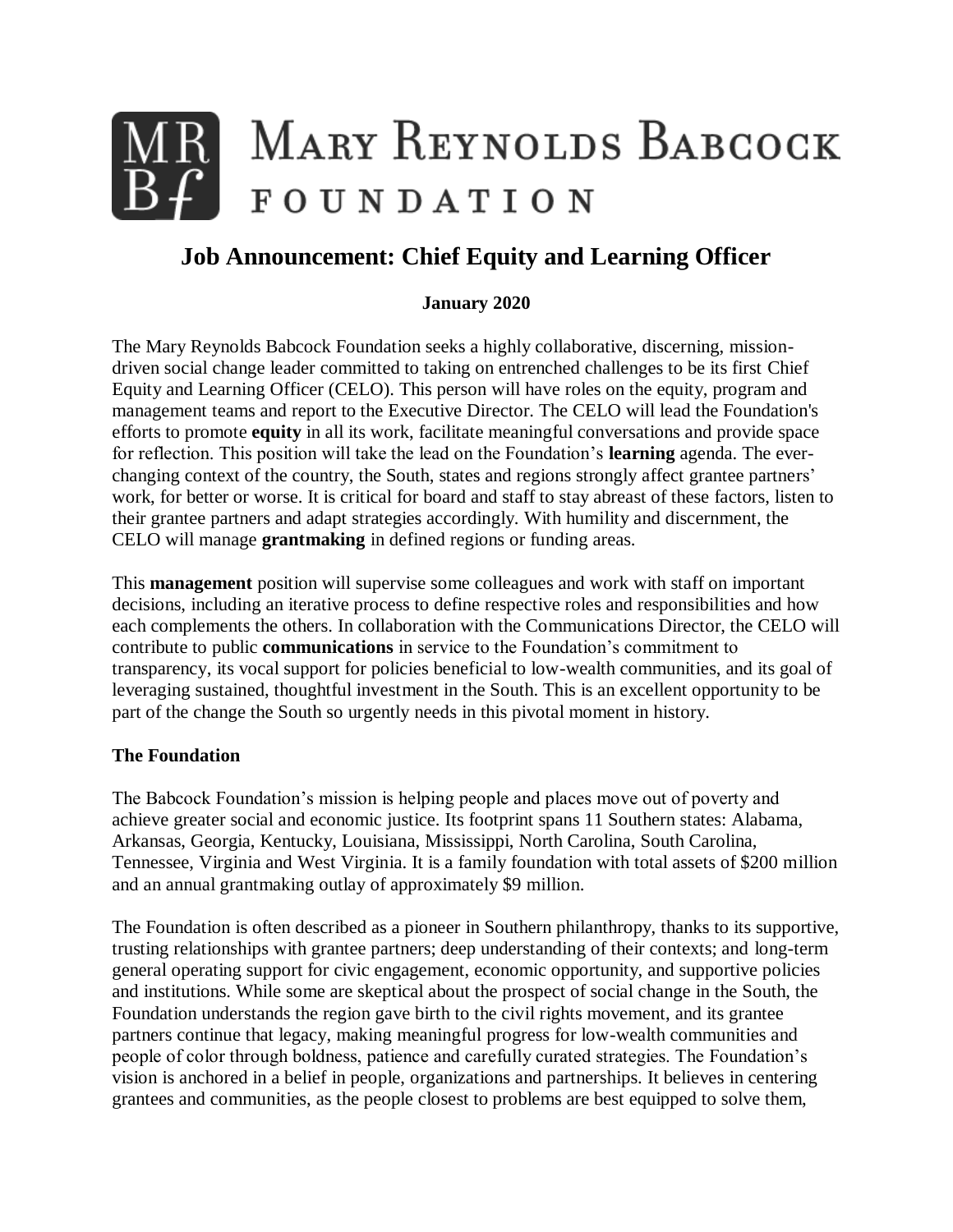# Mary Reynolds Babcock Foundation

## Job Announcement: Chief Equity and Learning Officer

**January 2020**

The Mary Reynolds Babcock Foundation seeks a highly collaborative, discerning, mission-driven social change leader committed to taking on entrenched challenges to be its first Chief Equity and Learning Officer (CELO). This person will have roles on the equity, program and management teams and report to the Executive Director. The CELO will lead the Foundation's efforts to promote **equity** in all its work, facilitate meaningful conversations and provide space for reflection. This position will take the lead on the Foundation's **learning** agenda. The ever-changing context of the country, the South, states and regions strongly affect grantee partners' work, for better or worse. It is critical for board and staff to stay abreast of these factors, listen to their grantee partners and adapt strategies accordingly. With humility and discernment, the CELO will manage **grantmaking** in defined regions or funding areas.

This **management** position will supervise some colleagues and work with staff on important decisions, including an iterative process to define respective roles and responsibilities and how each complements the others. In collaboration with the Communications Director, the CELO will contribute to public **communications** in service to the Foundation's commitment to transparency, its vocal support for policies beneficial to low-wealth communities, and its goal of leveraging sustained, thoughtful investment in the South. This is an excellent opportunity to be part of the change the South so urgently needs in this pivotal moment in history.

### The Foundation

The Babcock Foundation's mission is helping people and places move out of poverty and achieve greater social and economic justice. Its footprint spans 11 Southern states: Alabama, Arkansas, Georgia, Kentucky, Louisiana, Mississippi, North Carolina, South Carolina, Tennessee, Virginia and West Virginia. It is a family foundation with total assets of $200 million and an annual grantmaking outlay of approximately $9 million.

The Foundation is often described as a pioneer in Southern philanthropy, thanks to its supportive, trusting relationships with grantee partners; deep understanding of their contexts; and long-term general operating support for civic engagement, economic opportunity, and supportive policies and institutions. While some are skeptical about the prospect of social change in the South, the Foundation understands the region gave birth to the civil rights movement, and its grantee partners continue that legacy, making meaningful progress for low-wealth communities and people of color through boldness, patience and carefully curated strategies. The Foundation's vision is anchored in a belief in people, organizations and partnerships. It believes in centering grantees and communities, as the people closest to problems are best equipped to solve them,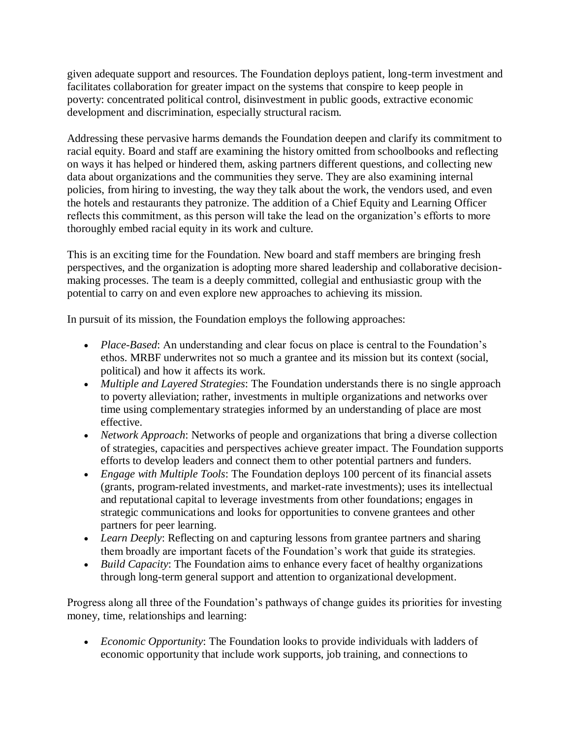given adequate support and resources. The Foundation deploys patient, long-term investment and facilitates collaboration for greater impact on the systems that conspire to keep people in poverty: concentrated political control, disinvestment in public goods, extractive economic development and discrimination, especially structural racism.

Addressing these pervasive harms demands the Foundation deepen and clarify its commitment to racial equity. Board and staff are examining the history omitted from schoolbooks and reflecting on ways it has helped or hindered them, asking partners different questions, and collecting new data about organizations and the communities they serve. They are also examining internal policies, from hiring to investing, the way they talk about the work, the vendors used, and even the hotels and restaurants they patronize. The addition of a Chief Equity and Learning Officer reflects this commitment, as this person will take the lead on the organization's efforts to more thoroughly embed racial equity in its work and culture.

This is an exciting time for the Foundation. New board and staff members are bringing fresh perspectives, and the organization is adopting more shared leadership and collaborative decision-making processes. The team is a deeply committed, collegial and enthusiastic group with the potential to carry on and even explore new approaches to achieving its mission.

In pursuit of its mission, the Foundation employs the following approaches:

- *Place-Based*: An understanding and clear focus on place is central to the Foundation's ethos. MRBF underwrites not so much a grantee and its mission but its context (social, political) and how it affects its work.
- *Multiple and Layered Strategies*: The Foundation understands there is no single approach to poverty alleviation; rather, investments in multiple organizations and networks over time using complementary strategies informed by an understanding of place are most effective.
- *Network Approach*: Networks of people and organizations that bring a diverse collection of strategies, capacities and perspectives achieve greater impact. The Foundation supports efforts to develop leaders and connect them to other potential partners and funders.
- *Engage with Multiple Tools*: The Foundation deploys 100 percent of its financial assets (grants, program-related investments, and market-rate investments); uses its intellectual and reputational capital to leverage investments from other foundations; engages in strategic communications and looks for opportunities to convene grantees and other partners for peer learning.
- *Learn Deeply*: Reflecting on and capturing lessons from grantee partners and sharing them broadly are important facets of the Foundation's work that guide its strategies.
- *Build Capacity*: The Foundation aims to enhance every facet of healthy organizations through long-term general support and attention to organizational development.

Progress along all three of the Foundation's pathways of change guides its priorities for investing money, time, relationships and learning:

- *Economic Opportunity*: The Foundation looks to provide individuals with ladders of economic opportunity that include work supports, job training, and connections to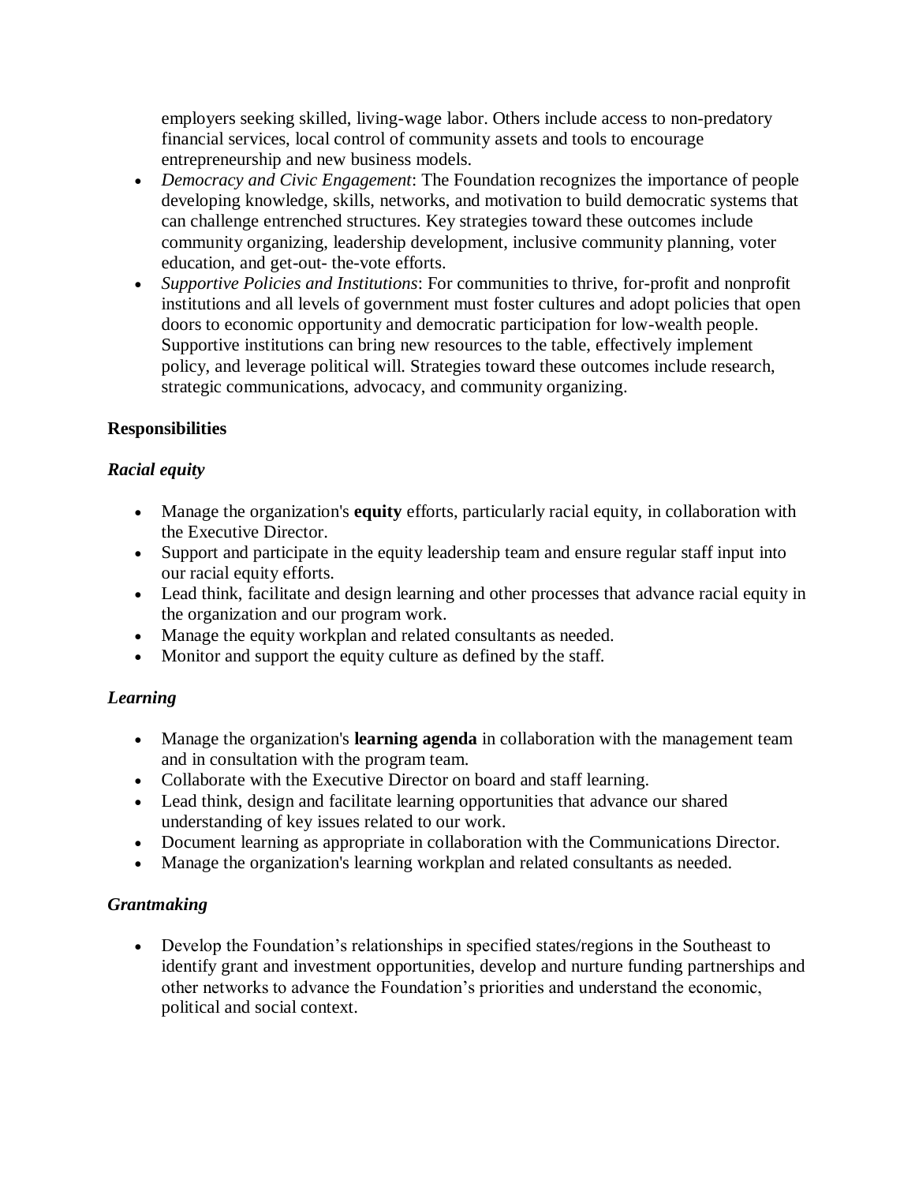employers seeking skilled, living-wage labor. Others include access to non-predatory financial services, local control of community assets and tools to encourage entrepreneurship and new business models.

- *Democracy and Civic Engagement*: The Foundation recognizes the importance of people developing knowledge, skills, networks, and motivation to build democratic systems that can challenge entrenched structures. Key strategies toward these outcomes include community organizing, leadership development, inclusive community planning, voter education, and get-out- the-vote efforts.
- *Supportive Policies and Institutions*: For communities to thrive, for-profit and nonprofit institutions and all levels of government must foster cultures and adopt policies that open doors to economic opportunity and democratic participation for low-wealth people. Supportive institutions can bring new resources to the table, effectively implement policy, and leverage political will. Strategies toward these outcomes include research, strategic communications, advocacy, and community organizing.

**Responsibilities**

***Racial equity***

- Manage the organization's **equity** efforts, particularly racial equity, in collaboration with the Executive Director.
- Support and participate in the equity leadership team and ensure regular staff input into our racial equity efforts.
- Lead think, facilitate and design learning and other processes that advance racial equity in the organization and our program work.
- Manage the equity workplan and related consultants as needed.
- Monitor and support the equity culture as defined by the staff.

***Learning***

- Manage the organization's **learning agenda** in collaboration with the management team and in consultation with the program team.
- Collaborate with the Executive Director on board and staff learning.
- Lead think, design and facilitate learning opportunities that advance our shared understanding of key issues related to our work.
- Document learning as appropriate in collaboration with the Communications Director.
- Manage the organization's learning workplan and related consultants as needed.

***Grantmaking***

- Develop the Foundation's relationships in specified states/regions in the Southeast to identify grant and investment opportunities, develop and nurture funding partnerships and other networks to advance the Foundation's priorities and understand the economic, political and social context.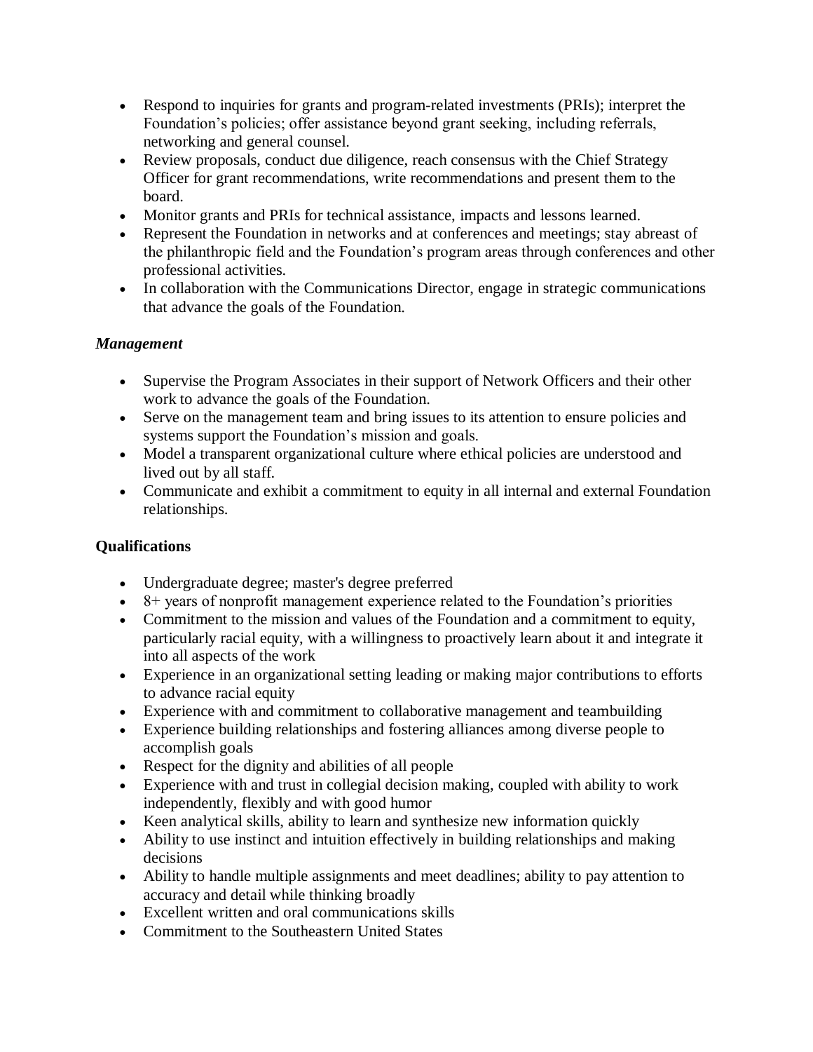- Respond to inquiries for grants and program-related investments (PRIs); interpret the Foundation's policies; offer assistance beyond grant seeking, including referrals, networking and general counsel.
- Review proposals, conduct due diligence, reach consensus with the Chief Strategy Officer for grant recommendations, write recommendations and present them to the board.
- Monitor grants and PRIs for technical assistance, impacts and lessons learned.
- Represent the Foundation in networks and at conferences and meetings; stay abreast of the philanthropic field and the Foundation's program areas through conferences and other professional activities.
- In collaboration with the Communications Director, engage in strategic communications that advance the goals of the Foundation.

***Management***

- Supervise the Program Associates in their support of Network Officers and their other work to advance the goals of the Foundation.
- Serve on the management team and bring issues to its attention to ensure policies and systems support the Foundation's mission and goals.
- Model a transparent organizational culture where ethical policies are understood and lived out by all staff.
- Communicate and exhibit a commitment to equity in all internal and external Foundation relationships.

**Qualifications**

- Undergraduate degree; master's degree preferred
- 8+ years of nonprofit management experience related to the Foundation's priorities
- Commitment to the mission and values of the Foundation and a commitment to equity, particularly racial equity, with a willingness to proactively learn about it and integrate it into all aspects of the work
- Experience in an organizational setting leading or making major contributions to efforts to advance racial equity
- Experience with and commitment to collaborative management and teambuilding
- Experience building relationships and fostering alliances among diverse people to accomplish goals
- Respect for the dignity and abilities of all people
- Experience with and trust in collegial decision making, coupled with ability to work independently, flexibly and with good humor
- Keen analytical skills, ability to learn and synthesize new information quickly
- Ability to use instinct and intuition effectively in building relationships and making decisions
- Ability to handle multiple assignments and meet deadlines; ability to pay attention to accuracy and detail while thinking broadly
- Excellent written and oral communications skills
- Commitment to the Southeastern United States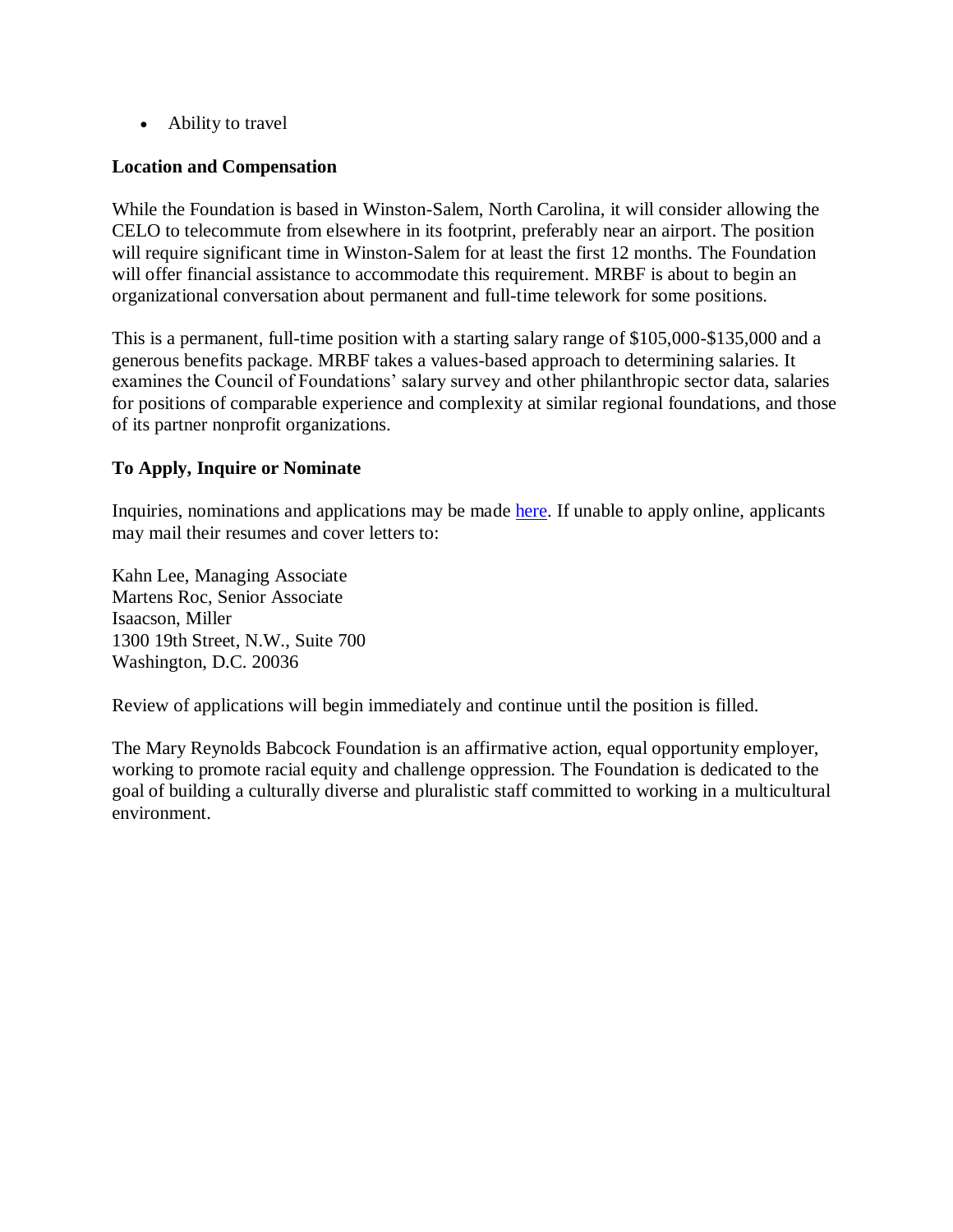- Ability to travel

**Location and Compensation**

While the Foundation is based in Winston-Salem, North Carolina, it will consider allowing the CELO to telecommute from elsewhere in its footprint, preferably near an airport. The position will require significant time in Winston-Salem for at least the first 12 months. The Foundation will offer financial assistance to accommodate this requirement. MRBF is about to begin an organizational conversation about permanent and full-time telework for some positions.

This is a permanent, full-time position with a starting salary range of $105,000-$135,000 and a generous benefits package. MRBF takes a values-based approach to determining salaries. It examines the Council of Foundations' salary survey and other philanthropic sector data, salaries for positions of comparable experience and complexity at similar regional foundations, and those of its partner nonprofit organizations.

**To Apply, Inquire or Nominate**

Inquiries, nominations and applications may be made here. If unable to apply online, applicants may mail their resumes and cover letters to:

Kahn Lee, Managing Associate
Martens Roc, Senior Associate
Isaacson, Miller
1300 19th Street, N.W., Suite 700
Washington, D.C. 20036

Review of applications will begin immediately and continue until the position is filled.

The Mary Reynolds Babcock Foundation is an affirmative action, equal opportunity employer, working to promote racial equity and challenge oppression. The Foundation is dedicated to the goal of building a culturally diverse and pluralistic staff committed to working in a multicultural environment.